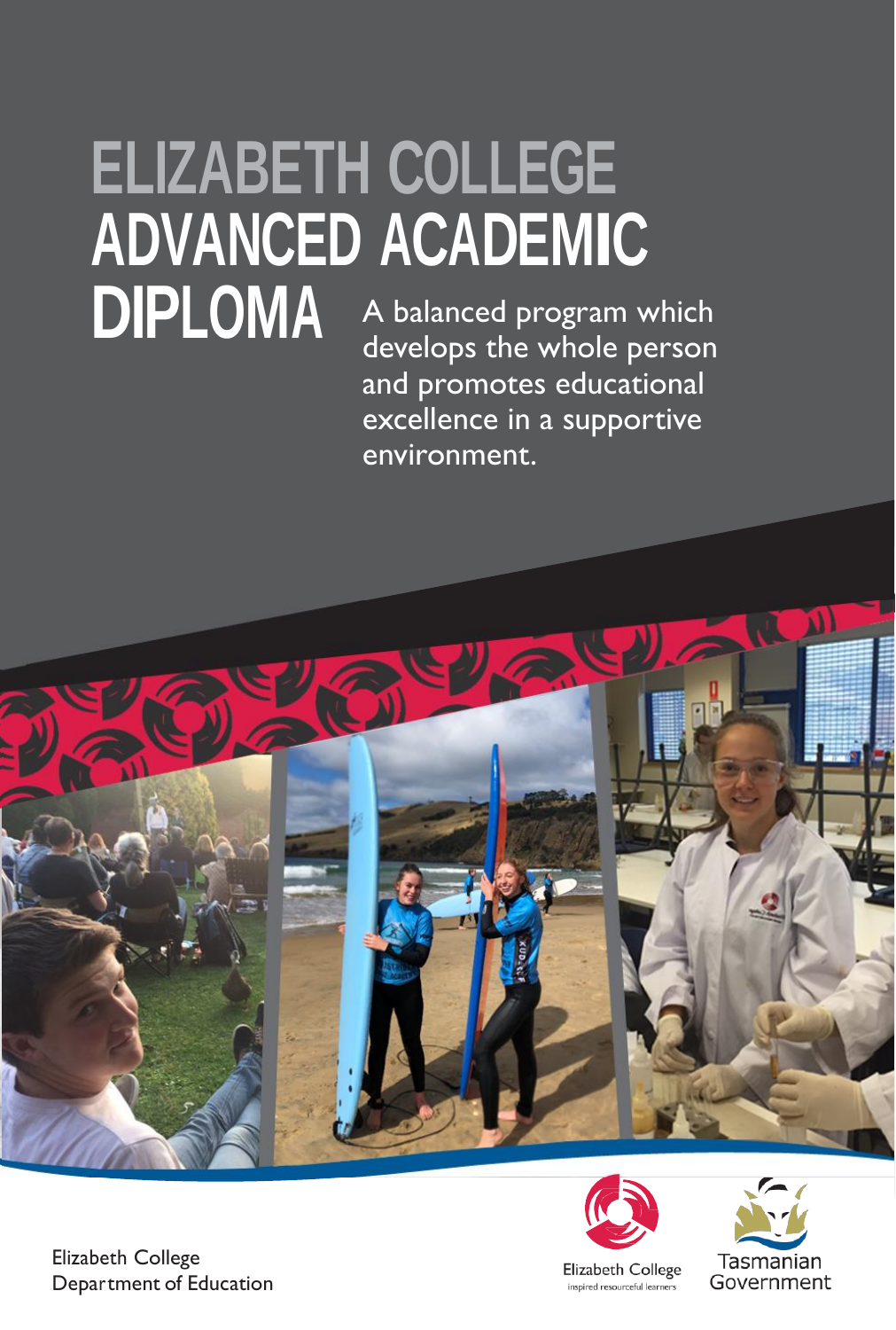# ELIZABETH COLLEGE ADVANCED ACADEMIC DIPLOMA

A balanced program which develops the whole person and promotes educational excellence in a supportive environment.

Elizabeth College
Department of Education

Elizabeth College
inspired resourceful learners

Tasmanian Government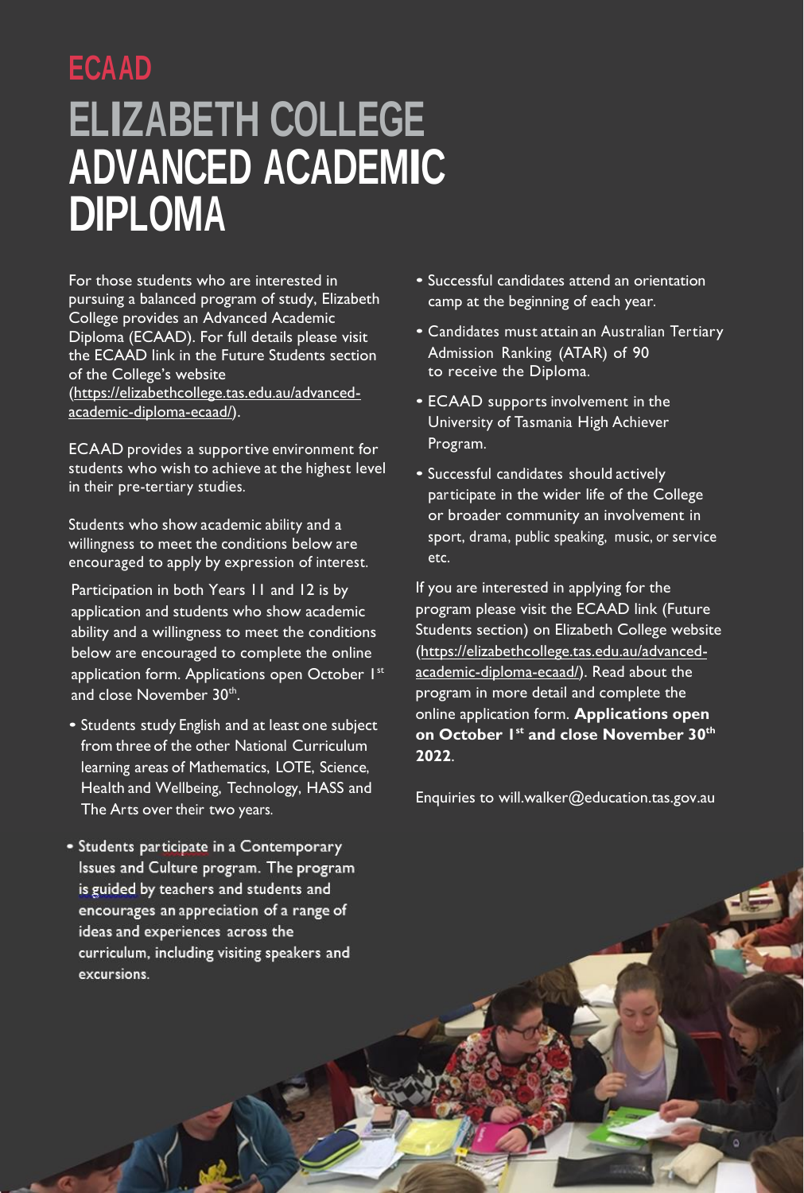# ECAAD

# ELIZABETH COLLEGE ADVANCED ACADEMIC DIPLOMA

For those students who are interested in pursuing a balanced program of study, Elizabeth College provides an Advanced Academic Diploma (ECAAD). For full details please visit the ECAAD link in the Future Students section of the College's website (https://elizabethcollege.tas.edu.au/advanced-academic-diploma-ecaad/).

ECAAD provides a supportive environment for students who wish to achieve at the highest level in their pre-tertiary studies.

Students who show academic ability and a willingness to meet the conditions below are encouraged to apply by expression of interest.

Participation in both Years 11 and 12 is by application and students who show academic ability and a willingness to meet the conditions below are encouraged to complete the online application form. Applications open October 1st and close November 30th.

- Students study English and at least one subject from three of the other National Curriculum learning areas of Mathematics, LOTE, Science, Health and Wellbeing, Technology, HASS and The Arts over their two years.
- Students participate in a Contemporary Issues and Culture program. The program is guided by teachers and students and encourages an appreciation of a range of ideas and experiences across the curriculum, including visiting speakers and excursions.
- Successful candidates attend an orientation camp at the beginning of each year.
- Candidates must attain an Australian Tertiary Admission Ranking (ATAR) of 90 to receive the Diploma.
- ECAAD supports involvement in the University of Tasmania High Achiever Program.
- Successful candidates should actively participate in the wider life of the College or broader community an involvement in sport, drama, public speaking, music, or service etc.

If you are interested in applying for the program please visit the ECAAD link (Future Students section) on Elizabeth College website (https://elizabethcollege.tas.edu.au/advanced-academic-diploma-ecaad/). Read about the program in more detail and complete the online application form. **Applications open on October 1st and close November 30th 2022**.

Enquiries to will.walker@education.tas.gov.au